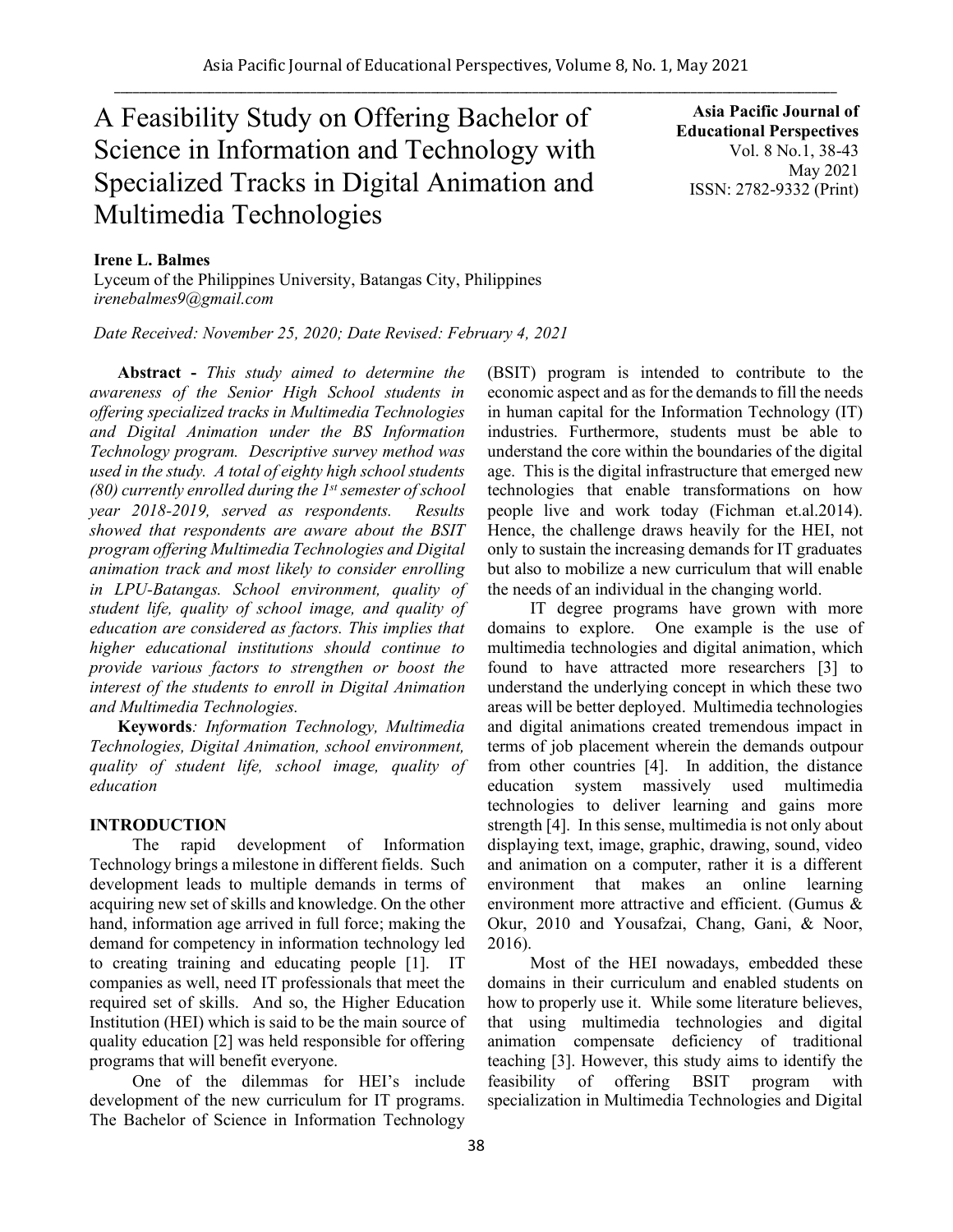# A Feasibility Study on Offering Bachelor of Science in Information and Technology with Specialized Tracks in Digital Animation and Multimedia Technologies

**Asia Pacific Journal of Educational Perspectives**
Vol. 8 No.1, 38-43
May 2021
ISSN: 2782-9332 (Print)

**Irene L. Balmes**
Lyceum of the Philippines University, Batangas City, Philippines
*irenebalmes9@gmail.com*

*Date Received: November 25, 2020; Date Revised: February 4, 2021*

**Abstract -** *This study aimed to determine the awareness of the Senior High School students in offering specialized tracks in Multimedia Technologies and Digital Animation under the BS Information Technology program. Descriptive survey method was used in the study. A total of eighty high school students (80) currently enrolled during the 1st semester of school year 2018-2019, served as respondents. Results showed that respondents are aware about the BSIT program offering Multimedia Technologies and Digital animation track and most likely to consider enrolling in LPU-Batangas. School environment, quality of student life, quality of school image, and quality of education are considered as factors. This implies that higher educational institutions should continue to provide various factors to strengthen or boost the interest of the students to enroll in Digital Animation and Multimedia Technologies.*

**Keywords***: Information Technology, Multimedia Technologies, Digital Animation, school environment, quality of student life, school image, quality of education*

## INTRODUCTION

The rapid development of Information Technology brings a milestone in different fields. Such development leads to multiple demands in terms of acquiring new set of skills and knowledge. On the other hand, information age arrived in full force; making the demand for competency in information technology led to creating training and educating people [1]. IT companies as well, need IT professionals that meet the required set of skills. And so, the Higher Education Institution (HEI) which is said to be the main source of quality education [2] was held responsible for offering programs that will benefit everyone.

One of the dilemmas for HEI's include development of the new curriculum for IT programs. The Bachelor of Science in Information Technology (BSIT) program is intended to contribute to the economic aspect and as for the demands to fill the needs in human capital for the Information Technology (IT) industries. Furthermore, students must be able to understand the core within the boundaries of the digital age. This is the digital infrastructure that emerged new technologies that enable transformations on how people live and work today (Fichman et.al.2014). Hence, the challenge draws heavily for the HEI, not only to sustain the increasing demands for IT graduates but also to mobilize a new curriculum that will enable the needs of an individual in the changing world.

IT degree programs have grown with more domains to explore. One example is the use of multimedia technologies and digital animation, which found to have attracted more researchers [3] to understand the underlying concept in which these two areas will be better deployed. Multimedia technologies and digital animations created tremendous impact in terms of job placement wherein the demands outpour from other countries [4]. In addition, the distance education system massively used multimedia technologies to deliver learning and gains more strength [4]. In this sense, multimedia is not only about displaying text, image, graphic, drawing, sound, video and animation on a computer, rather it is a different environment that makes an online learning environment more attractive and efficient. (Gumus & Okur, 2010 and Yousafzai, Chang, Gani, & Noor, 2016).

Most of the HEI nowadays, embedded these domains in their curriculum and enabled students on how to properly use it. While some literature believes, that using multimedia technologies and digital animation compensate deficiency of traditional teaching [3]. However, this study aims to identify the feasibility of offering BSIT program with specialization in Multimedia Technologies and Digital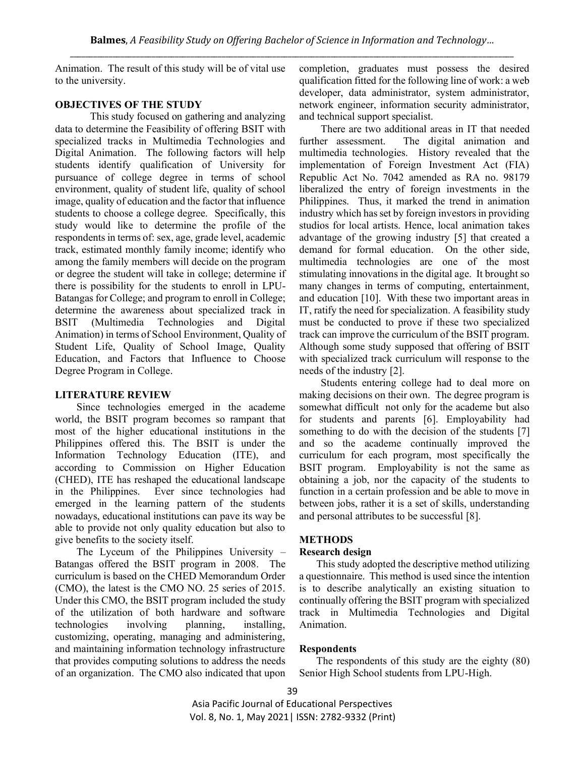Animation. The result of this study will be of vital use to the university.

## OBJECTIVES OF THE STUDY

This study focused on gathering and analyzing data to determine the Feasibility of offering BSIT with specialized tracks in Multimedia Technologies and Digital Animation. The following factors will help students identify qualification of University for pursuance of college degree in terms of school environment, quality of student life, quality of school image, quality of education and the factor that influence students to choose a college degree. Specifically, this study would like to determine the profile of the respondents in terms of: sex, age, grade level, academic track, estimated monthly family income; identify who among the family members will decide on the program or degree the student will take in college; determine if there is possibility for the students to enroll in LPU-Batangas for College; and program to enroll in College; determine the awareness about specialized track in BSIT (Multimedia Technologies and Digital Animation) in terms of School Environment, Quality of Student Life, Quality of School Image, Quality Education, and Factors that Influence to Choose Degree Program in College.

## LITERATURE REVIEW

Since technologies emerged in the academe world, the BSIT program becomes so rampant that most of the higher educational institutions in the Philippines offered this. The BSIT is under the Information Technology Education (ITE), and according to Commission on Higher Education (CHED), ITE has reshaped the educational landscape in the Philippines. Ever since technologies had emerged in the learning pattern of the students nowadays, educational institutions can pave its way be able to provide not only quality education but also to give benefits to the society itself.

The Lyceum of the Philippines University – Batangas offered the BSIT program in 2008. The curriculum is based on the CHED Memorandum Order (CMO), the latest is the CMO NO. 25 series of 2015. Under this CMO, the BSIT program included the study of the utilization of both hardware and software technologies involving planning, installing, customizing, operating, managing and administering, and maintaining information technology infrastructure that provides computing solutions to address the needs of an organization. The CMO also indicated that upon completion, graduates must possess the desired qualification fitted for the following line of work: a web developer, data administrator, system administrator, network engineer, information security administrator, and technical support specialist.

There are two additional areas in IT that needed further assessment. The digital animation and multimedia technologies. History revealed that the implementation of Foreign Investment Act (FIA) Republic Act No. 7042 amended as RA no. 98179 liberalized the entry of foreign investments in the Philippines. Thus, it marked the trend in animation industry which has set by foreign investors in providing studios for local artists. Hence, local animation takes advantage of the growing industry [5] that created a demand for formal education. On the other side, multimedia technologies are one of the most stimulating innovations in the digital age. It brought so many changes in terms of computing, entertainment, and education [10]. With these two important areas in IT, ratify the need for specialization. A feasibility study must be conducted to prove if these two specialized track can improve the curriculum of the BSIT program. Although some study supposed that offering of BSIT with specialized track curriculum will response to the needs of the industry [2].

Students entering college had to deal more on making decisions on their own. The degree program is somewhat difficult not only for the academe but also for students and parents [6]. Employability had something to do with the decision of the students [7] and so the academe continually improved the curriculum for each program, most specifically the BSIT program. Employability is not the same as obtaining a job, nor the capacity of the students to function in a certain profession and be able to move in between jobs, rather it is a set of skills, understanding and personal attributes to be successful [8].

## METHODS

### Research design

This study adopted the descriptive method utilizing a questionnaire. This method is used since the intention is to describe analytically an existing situation to continually offering the BSIT program with specialized track in Multimedia Technologies and Digital Animation.

### Respondents

The respondents of this study are the eighty (80) Senior High School students from LPU-High.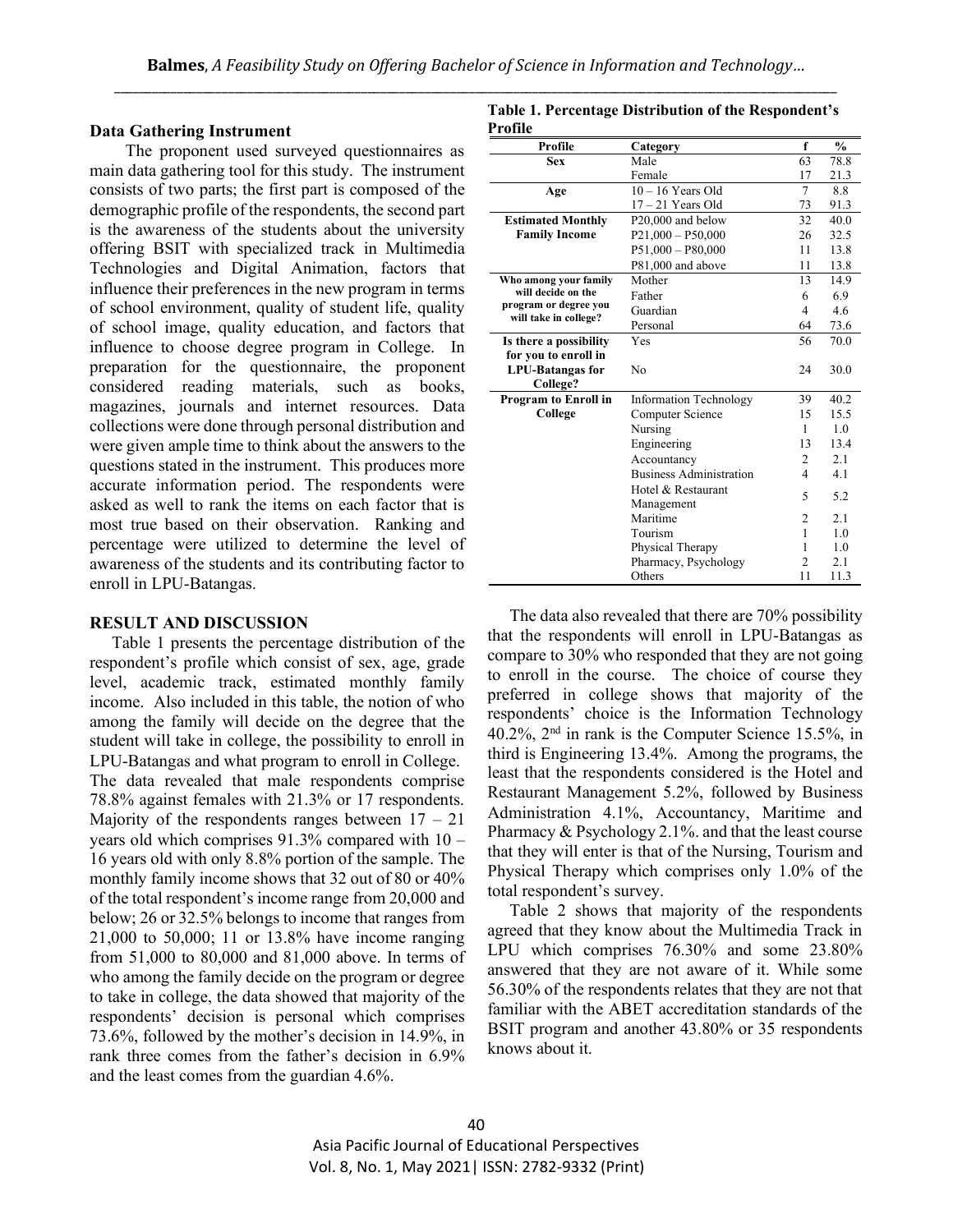## Data Gathering Instrument

The proponent used surveyed questionnaires as main data gathering tool for this study. The instrument consists of two parts; the first part is composed of the demographic profile of the respondents, the second part is the awareness of the students about the university offering BSIT with specialized track in Multimedia Technologies and Digital Animation, factors that influence their preferences in the new program in terms of school environment, quality of student life, quality of school image, quality education, and factors that influence to choose degree program in College. In preparation for the questionnaire, the proponent considered reading materials, such as books, magazines, journals and internet resources. Data collections were done through personal distribution and were given ample time to think about the answers to the questions stated in the instrument. This produces more accurate information period. The respondents were asked as well to rank the items on each factor that is most true based on their observation. Ranking and percentage were utilized to determine the level of awareness of the students and its contributing factor to enroll in LPU-Batangas.

## RESULT AND DISCUSSION

Table 1 presents the percentage distribution of the respondent's profile which consist of sex, age, grade level, academic track, estimated monthly family income. Also included in this table, the notion of who among the family will decide on the degree that the student will take in college, the possibility to enroll in LPU-Batangas and what program to enroll in College. The data revealed that male respondents comprise 78.8% against females with 21.3% or 17 respondents. Majority of the respondents ranges between 17 – 21 years old which comprises 91.3% compared with 10 – 16 years old with only 8.8% portion of the sample. The monthly family income shows that 32 out of 80 or 40% of the total respondent's income range from 20,000 and below; 26 or 32.5% belongs to income that ranges from 21,000 to 50,000; 11 or 13.8% have income ranging from 51,000 to 80,000 and 81,000 above. In terms of who among the family decide on the program or degree to take in college, the data showed that majority of the respondents' decision is personal which comprises 73.6%, followed by the mother's decision in 14.9%, in rank three comes from the father's decision in 6.9% and the least comes from the guardian 4.6%.

**Table 1. Percentage Distribution of the Respondent's Profile**

| Profile | Category | f | % |
|---|---|---|---|
| Sex | Male | 63 | 78.8 |
| | Female | 17 | 21.3 |
| Age | 10 – 16 Years Old | 7 | 8.8 |
| | 17 – 21 Years Old | 73 | 91.3 |
| Estimated Monthly Family Income | P20,000 and below | 32 | 40.0 |
| | P21,000 – P50,000 | 26 | 32.5 |
| | P51,000 – P80,000 | 11 | 13.8 |
| | P81,000 and above | 11 | 13.8 |
| Who among your family will decide on the program or degree you will take in college? | Mother | 13 | 14.9 |
| | Father | 6 | 6.9 |
| | Guardian | 4 | 4.6 |
| | Personal | 64 | 73.6 |
| Is there a possibility for you to enroll in LPU-Batangas for College? | Yes | 56 | 70.0 |
| | No | 24 | 30.0 |
| Program to Enroll in College | Information Technology | 39 | 40.2 |
| | Computer Science | 15 | 15.5 |
| | Nursing | 1 | 1.0 |
| | Engineering | 13 | 13.4 |
| | Accountancy | 2 | 2.1 |
| | Business Administration | 4 | 4.1 |
| | Hotel & Restaurant Management | 5 | 5.2 |
| | Maritime | 2 | 2.1 |
| | Tourism | 1 | 1.0 |
| | Physical Therapy | 1 | 1.0 |
| | Pharmacy, Psychology | 2 | 2.1 |
| | Others | 11 | 11.3 |

The data also revealed that there are 70% possibility that the respondents will enroll in LPU-Batangas as compare to 30% who responded that they are not going to enroll in the course. The choice of course they preferred in college shows that majority of the respondents' choice is the Information Technology 40.2%, 2nd in rank is the Computer Science 15.5%, in third is Engineering 13.4%. Among the programs, the least that the respondents considered is the Hotel and Restaurant Management 5.2%, followed by Business Administration 4.1%, Accountancy, Maritime and Pharmacy & Psychology 2.1%. and that the least course that they will enter is that of the Nursing, Tourism and Physical Therapy which comprises only 1.0% of the total respondent's survey.

Table 2 shows that majority of the respondents agreed that they know about the Multimedia Track in LPU which comprises 76.30% and some 23.80% answered that they are not aware of it. While some 56.30% of the respondents relates that they are not that familiar with the ABET accreditation standards of the BSIT program and another 43.80% or 35 respondents knows about it.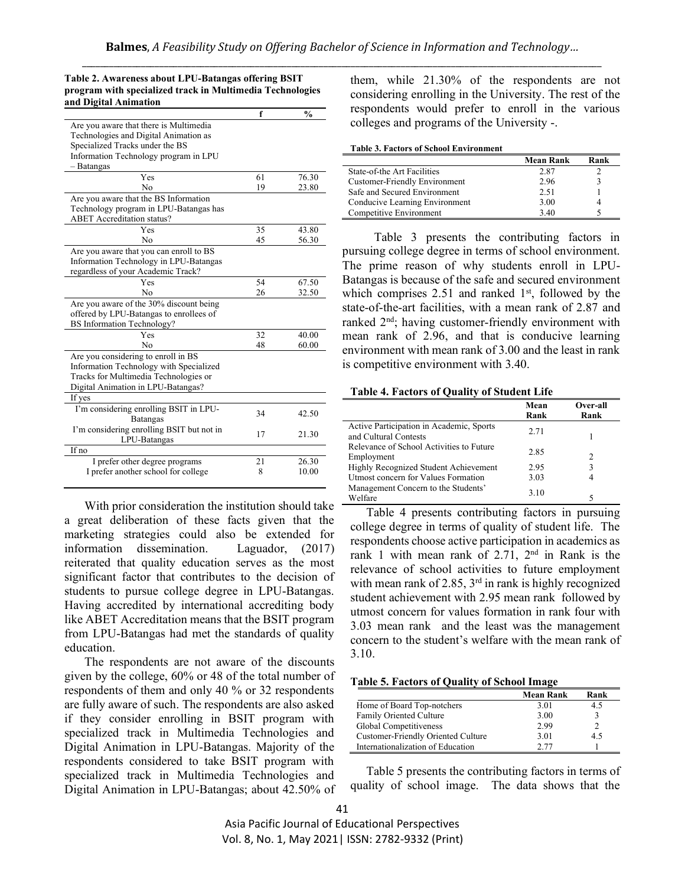**Table 2. Awareness about LPU-Batangas offering BSIT program with specialized track in Multimedia Technologies and Digital Animation**

| | f | % |
|---|---|---|
| Are you aware that there is Multimedia Technologies and Digital Animation as Specialized Tracks under the BS Information Technology program in LPU – Batangas | | |
| Yes | 61 | 76.30 |
| No | 19 | 23.80 |
| Are you aware that the BS Information Technology program in LPU-Batangas has ABET Accreditation status? | | |
| Yes | 35 | 43.80 |
| No | 45 | 56.30 |
| Are you aware that you can enroll to BS Information Technology in LPU-Batangas regardless of your Academic Track? | | |
| Yes | 54 | 67.50 |
| No | 26 | 32.50 |
| Are you aware of the 30% discount being offered by LPU-Batangas to enrollees of BS Information Technology? | | |
| Yes | 32 | 40.00 |
| No | 48 | 60.00 |
| Are you considering to enroll in BS Information Technology with Specialized Tracks for Multimedia Technologies or Digital Animation in LPU-Batangas? | | |
| If yes | | |
| I'm considering enrolling BSIT in LPU-Batangas | 34 | 42.50 |
| I'm considering enrolling BSIT but not in LPU-Batangas | 17 | 21.30 |
| If no | | |
| I prefer other degree programs | 21 | 26.30 |
| I prefer another school for college | 8 | 10.00 |

With prior consideration the institution should take a great deliberation of these facts given that the marketing strategies could also be extended for information dissemination. Laguador, (2017) reiterated that quality education serves as the most significant factor that contributes to the decision of students to pursue college degree in LPU-Batangas. Having accredited by international accrediting body like ABET Accreditation means that the BSIT program from LPU-Batangas had met the standards of quality education.

The respondents are not aware of the discounts given by the college, 60% or 48 of the total number of respondents of them and only 40 % or 32 respondents are fully aware of such. The respondents are also asked if they consider enrolling in BSIT program with specialized track in Multimedia Technologies and Digital Animation in LPU-Batangas. Majority of the respondents considered to take BSIT program with specialized track in Multimedia Technologies and Digital Animation in LPU-Batangas; about 42.50% of them, while 21.30% of the respondents are not considering enrolling in the University. The rest of the respondents would prefer to enroll in the various colleges and programs of the University -.

**Table 3. Factors of School Environment**

| | Mean Rank | Rank |
|---|---|---|
| State-of-the Art Facilities | 2.87 | 2 |
| Customer-Friendly Environment | 2.96 | 3 |
| Safe and Secured Environment | 2.51 | 1 |
| Conducive Learning Environment | 3.00 | 4 |
| Competitive Environment | 3.40 | 5 |

Table 3 presents the contributing factors in pursuing college degree in terms of school environment. The prime reason of why students enroll in LPU-Batangas is because of the safe and secured environment which comprises 2.51 and ranked 1st, followed by the state-of-the-art facilities, with a mean rank of 2.87 and ranked 2nd; having customer-friendly environment with mean rank of 2.96, and that is conducive learning environment with mean rank of 3.00 and the least in rank is competitive environment with 3.40.

**Table 4. Factors of Quality of Student Life**

| | Mean Rank | Over-all Rank |
|---|---|---|
| Active Participation in Academic, Sports and Cultural Contests | 2.71 | 1 |
| Relevance of School Activities to Future Employment | 2.85 | 2 |
| Highly Recognized Student Achievement | 2.95 | 3 |
| Utmost concern for Values Formation | 3.03 | 4 |
| Management Concern to the Students' Welfare | 3.10 | 5 |

Table 4 presents contributing factors in pursuing college degree in terms of quality of student life. The respondents choose active participation in academics as rank 1 with mean rank of 2.71, 2nd in Rank is the relevance of school activities to future employment with mean rank of 2.85, 3rd in rank is highly recognized student achievement with 2.95 mean rank followed by utmost concern for values formation in rank four with 3.03 mean rank and the least was the management concern to the student's welfare with the mean rank of 3.10.

**Table 5. Factors of Quality of School Image**

| | Mean Rank | Rank |
|---|---|---|
| Home of Board Top-notchers | 3.01 | 4.5 |
| Family Oriented Culture | 3.00 | 3 |
| Global Competitiveness | 2.99 | 2 |
| Customer-Friendly Oriented Culture | 3.01 | 4.5 |
| Internationalization of Education | 2.77 | 1 |

Table 5 presents the contributing factors in terms of quality of school image. The data shows that the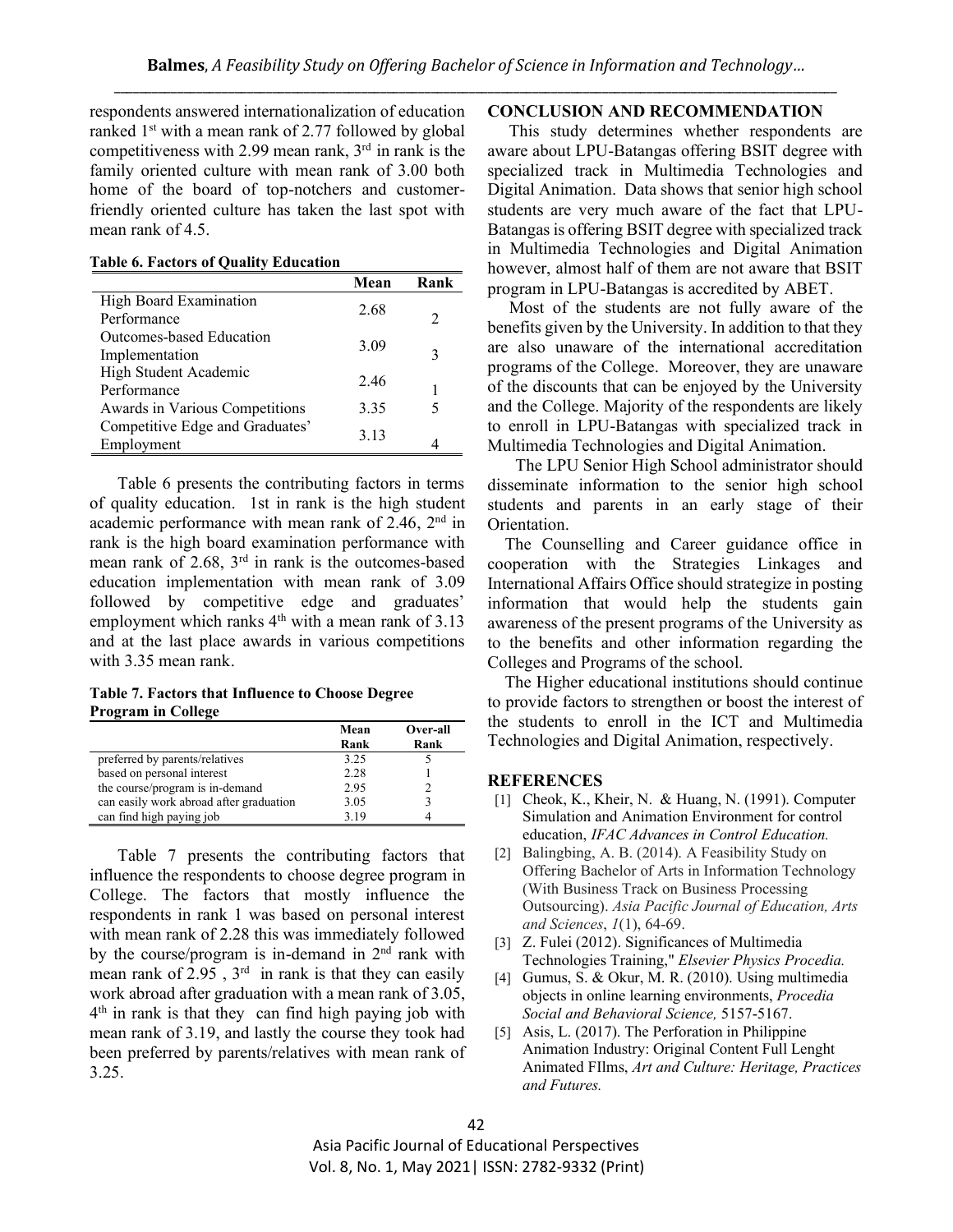respondents answered internationalization of education ranked 1st with a mean rank of 2.77 followed by global competitiveness with 2.99 mean rank, 3rd in rank is the family oriented culture with mean rank of 3.00 both home of the board of top-notchers and customer-friendly oriented culture has taken the last spot with mean rank of 4.5.

**Table 6. Factors of Quality Education**

| | Mean | Rank |
|---|---|---|
| High Board Examination Performance | 2.68 | 2 |
| Outcomes-based Education Implementation | 3.09 | 3 |
| High Student Academic Performance | 2.46 | 1 |
| Awards in Various Competitions | 3.35 | 5 |
| Competitive Edge and Graduates' Employment | 3.13 | 4 |

Table 6 presents the contributing factors in terms of quality education. 1st in rank is the high student academic performance with mean rank of 2.46, 2nd in rank is the high board examination performance with mean rank of 2.68, 3rd in rank is the outcomes-based education implementation with mean rank of 3.09 followed by competitive edge and graduates' employment which ranks 4th with a mean rank of 3.13 and at the last place awards in various competitions with 3.35 mean rank.

**Table 7. Factors that Influence to Choose Degree Program in College**

| | Mean Rank | Over-all Rank |
|---|---|---|
| preferred by parents/relatives | 3.25 | 5 |
| based on personal interest | 2.28 | 1 |
| the course/program is in-demand | 2.95 | 2 |
| can easily work abroad after graduation | 3.05 | 3 |
| can find high paying job | 3.19 | 4 |

Table 7 presents the contributing factors that influence the respondents to choose degree program in College. The factors that mostly influence the respondents in rank 1 was based on personal interest with mean rank of 2.28 this was immediately followed by the course/program is in-demand in 2nd rank with mean rank of 2.95 , 3rd in rank is that they can easily work abroad after graduation with a mean rank of 3.05, 4th in rank is that they can find high paying job with mean rank of 3.19, and lastly the course they took had been preferred by parents/relatives with mean rank of 3.25.

## CONCLUSION AND RECOMMENDATION

This study determines whether respondents are aware about LPU-Batangas offering BSIT degree with specialized track in Multimedia Technologies and Digital Animation. Data shows that senior high school students are very much aware of the fact that LPU-Batangas is offering BSIT degree with specialized track in Multimedia Technologies and Digital Animation however, almost half of them are not aware that BSIT program in LPU-Batangas is accredited by ABET.

Most of the students are not fully aware of the benefits given by the University. In addition to that they are also unaware of the international accreditation programs of the College. Moreover, they are unaware of the discounts that can be enjoyed by the University and the College. Majority of the respondents are likely to enroll in LPU-Batangas with specialized track in Multimedia Technologies and Digital Animation.

The LPU Senior High School administrator should disseminate information to the senior high school students and parents in an early stage of their Orientation.

The Counselling and Career guidance office in cooperation with the Strategies Linkages and International Affairs Office should strategize in posting information that would help the students gain awareness of the present programs of the University as to the benefits and other information regarding the Colleges and Programs of the school.

The Higher educational institutions should continue to provide factors to strengthen or boost the interest of the students to enroll in the ICT and Multimedia Technologies and Digital Animation, respectively.

## REFERENCES

[1] Cheok, K., Kheir, N. & Huang, N. (1991). Computer Simulation and Animation Environment for control education, *IFAC Advances in Control Education.*

[2] Balingbing, A. B. (2014). A Feasibility Study on Offering Bachelor of Arts in Information Technology (With Business Track on Business Processing Outsourcing). *Asia Pacific Journal of Education, Arts and Sciences*, *1*(1), 64-69.

[3] Z. Fulei (2012). Significances of Multimedia Technologies Training," *Elsevier Physics Procedia.*

[4] Gumus, S. & Okur, M. R. (2010). Using multimedia objects in online learning environments, *Procedia Social and Behavioral Science,* 5157-5167.

[5] Asis, L. (2017). The Perforation in Philippine Animation Industry: Original Content Full Lenght Animated FIlms, *Art and Culture: Heritage, Practices and Futures.*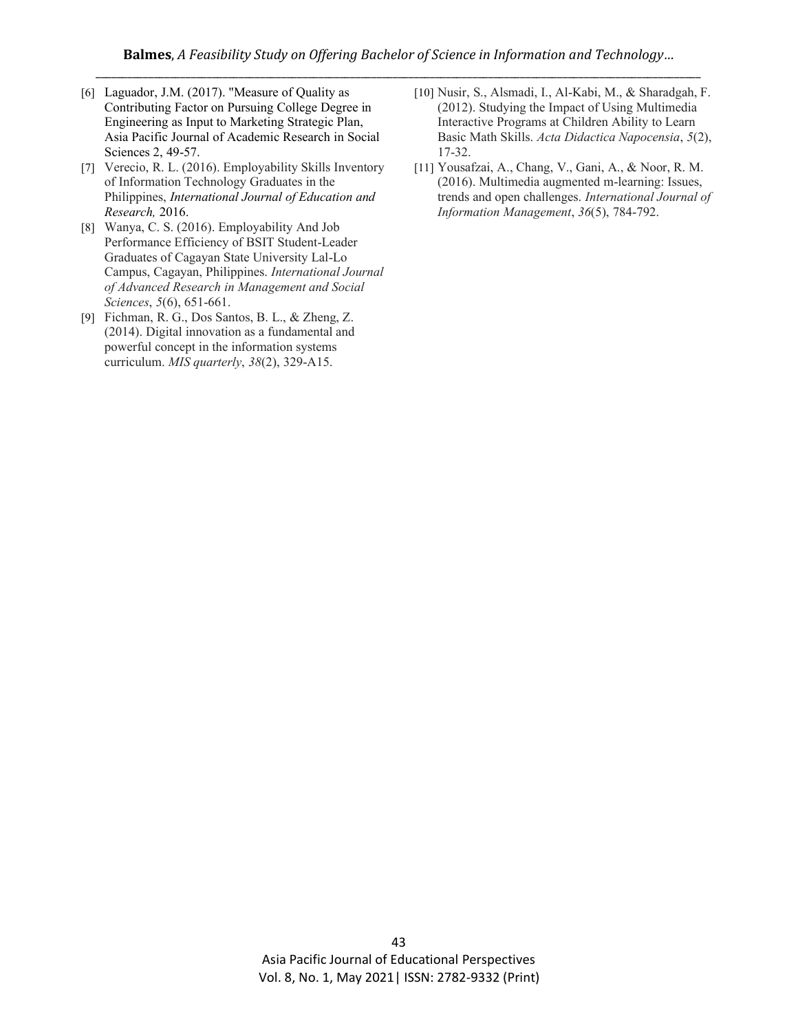[6] Laguador, J.M. (2017). "Measure of Quality as Contributing Factor on Pursuing College Degree in Engineering as Input to Marketing Strategic Plan, Asia Pacific Journal of Academic Research in Social Sciences 2, 49-57.

[7] Verecio, R. L. (2016). Employability Skills Inventory of Information Technology Graduates in the Philippines, *International Journal of Education and Research,* 2016.

[8] Wanya, C. S. (2016). Employability And Job Performance Efficiency of BSIT Student-Leader Graduates of Cagayan State University Lal-Lo Campus, Cagayan, Philippines. *International Journal of Advanced Research in Management and Social Sciences*, *5*(6), 651-661.

[9] Fichman, R. G., Dos Santos, B. L., & Zheng, Z. (2014). Digital innovation as a fundamental and powerful concept in the information systems curriculum. *MIS quarterly*, *38*(2), 329-A15.

[10] Nusir, S., Alsmadi, I., Al-Kabi, M., & Sharadgah, F. (2012). Studying the Impact of Using Multimedia Interactive Programs at Children Ability to Learn Basic Math Skills. *Acta Didactica Napocensia*, *5*(2), 17-32.

[11] Yousafzai, A., Chang, V., Gani, A., & Noor, R. M. (2016). Multimedia augmented m-learning: Issues, trends and open challenges. *International Journal of Information Management*, *36*(5), 784-792.